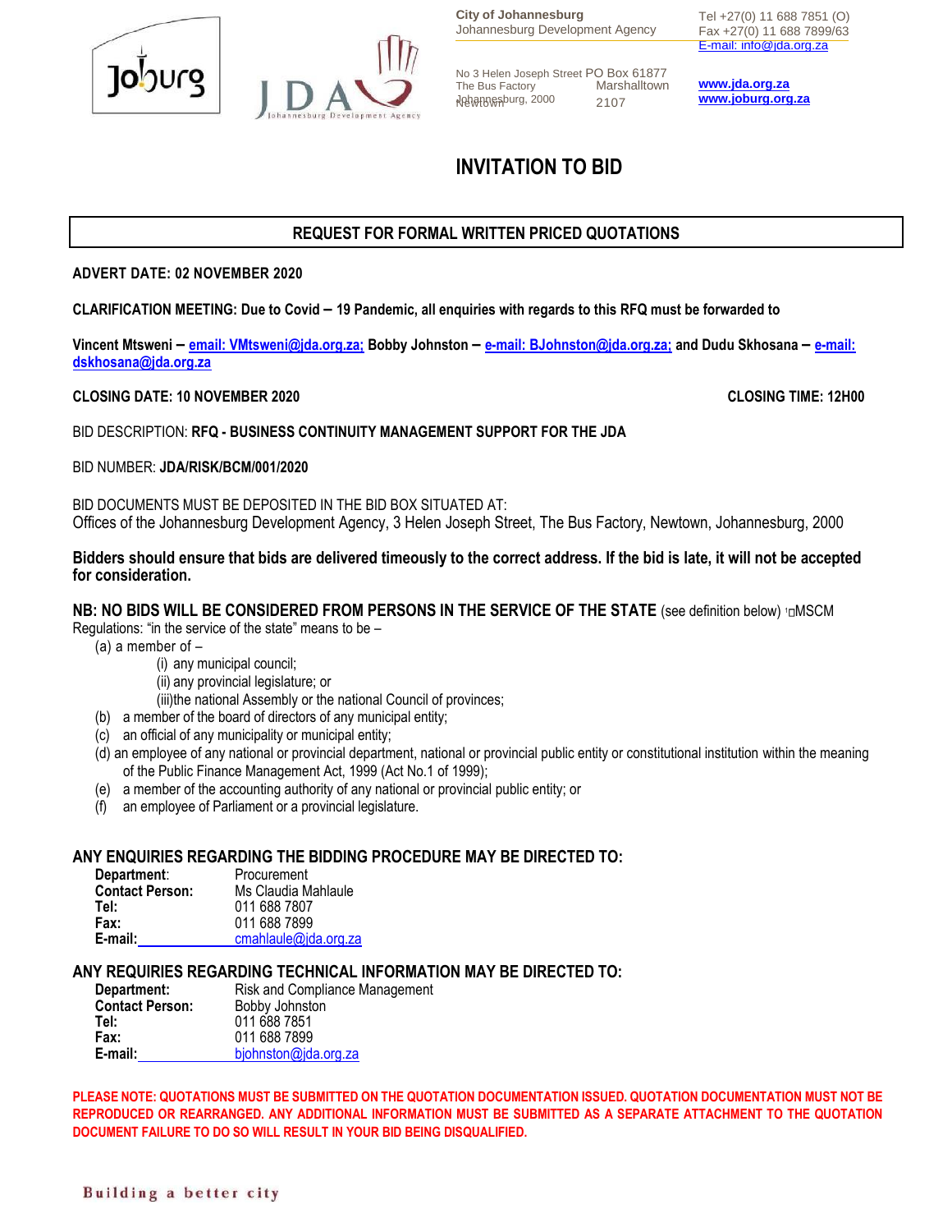City of Johannesburg
Johannesburg Development Agency

No 3 Helen Joseph Street
The Bus Factory
Newtown
Johannesburg, 2000

PO Box 61877
Marshalltown
2107

Tel +27(0) 11 688 7851 (O)
Fax +27(0) 11 688 7899/63
E-mail: info@jda.org.za

www.jda.org.za
www.joburg.org.za

# INVITATION TO BID

## REQUEST FOR FORMAL WRITTEN PRICED QUOTATIONS

**ADVERT DATE: 02 NOVEMBER 2020**

**CLARIFICATION MEETING: Due to Covid – 19 Pandemic, all enquiries with regards to this RFQ must be forwarded to**

**Vincent Mtsweni – email: VMtsweni@jda.org.za; Bobby Johnston – e-mail: BJohnston@jda.org.za; and Dudu Skhosana – e-mail: dskhosana@jda.org.za**

**CLOSING DATE: 10 NOVEMBER 2020** **CLOSING TIME: 12H00**

BID DESCRIPTION: **RFQ - BUSINESS CONTINUITY MANAGEMENT SUPPORT FOR THE JDA**

BID NUMBER: **JDA/RISK/BCM/001/2020**

BID DOCUMENTS MUST BE DEPOSITED IN THE BID BOX SITUATED AT:
Offices of the Johannesburg Development Agency, 3 Helen Joseph Street, The Bus Factory, Newtown, Johannesburg, 2000

**Bidders should ensure that bids are delivered timeously to the correct address. If the bid is late, it will not be accepted for consideration.**

**NB: NO BIDS WILL BE CONSIDERED FROM PERSONS IN THE SERVICE OF THE STATE** (see definition below) [1]MSCM Regulations: "in the service of the state" means to be –

(a) a member of –
- (i) any municipal council;
- (ii) any provincial legislature; or
- (iii) the national Assembly or the national Council of provinces;

(b) a member of the board of directors of any municipal entity;
(c) an official of any municipality or municipal entity;
(d) an employee of any national or provincial department, national or provincial public entity or constitutional institution within the meaning of the Public Finance Management Act, 1999 (Act No.1 of 1999);
(e) a member of the accounting authority of any national or provincial public entity; or
(f) an employee of Parliament or a provincial legislature.

### ANY ENQUIRIES REGARDING THE BIDDING PROCEDURE MAY BE DIRECTED TO:

**Department**: Procurement
**Contact Person:** Ms Claudia Mahlaule
**Tel:** 011 688 7807
**Fax:** 011 688 7899
**E-mail:** cmahlaule@jda.org.za

### ANY REQUIRIES REGARDING TECHNICAL INFORMATION MAY BE DIRECTED TO:

**Department:** Risk and Compliance Management
**Contact Person:** Bobby Johnston
**Tel:** 011 688 7851
**Fax:** 011 688 7899
**E-mail:** bjohnston@jda.org.za

**PLEASE NOTE: QUOTATIONS MUST BE SUBMITTED ON THE QUOTATION DOCUMENTATION ISSUED. QUOTATION DOCUMENTATION MUST NOT BE REPRODUCED OR REARRANGED. ANY ADDITIONAL INFORMATION MUST BE SUBMITTED AS A SEPARATE ATTACHMENT TO THE QUOTATION DOCUMENT FAILURE TO DO SO WILL RESULT IN YOUR BID BEING DISQUALIFIED.**

Building a better city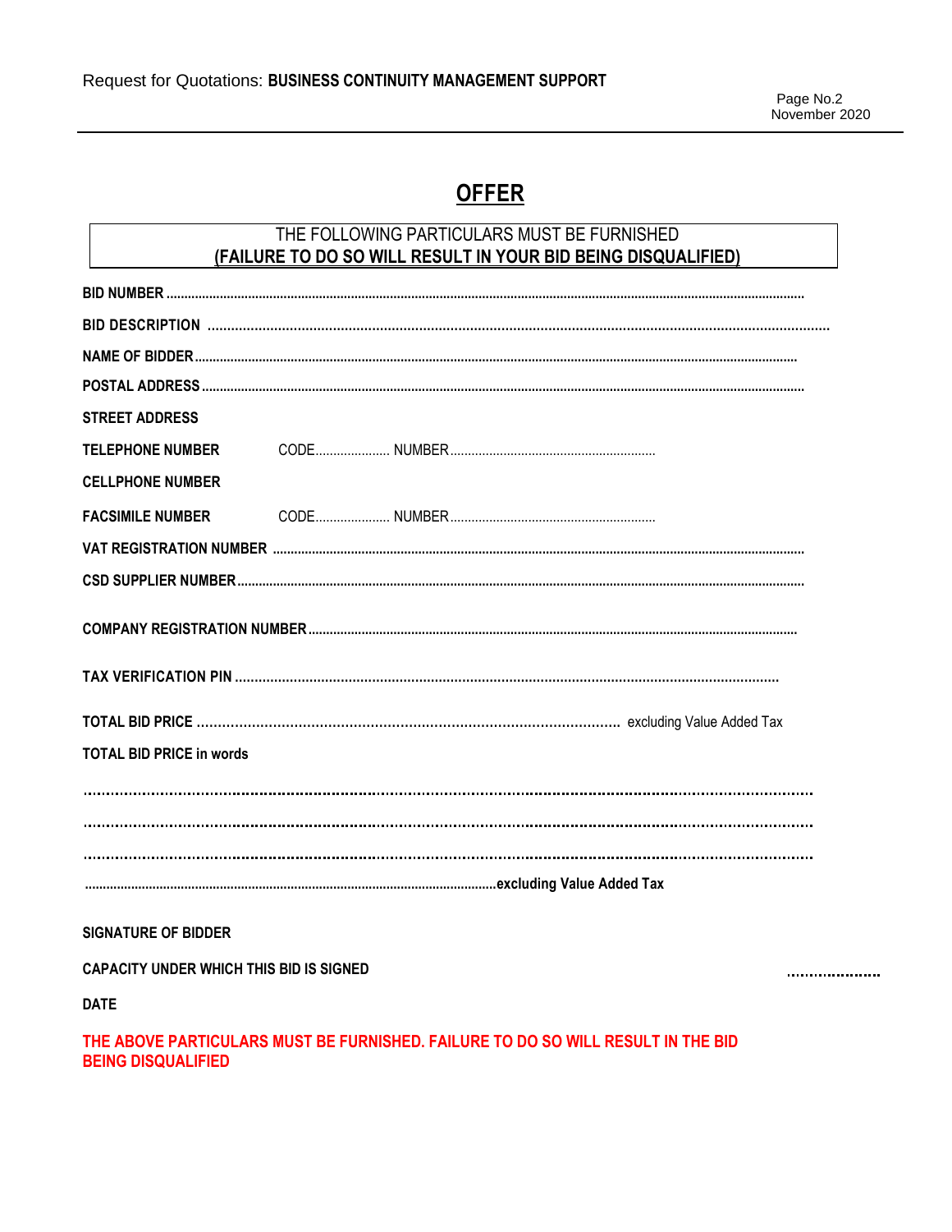# OFFER

THE FOLLOWING PARTICULARS MUST BE FURNISHED
**(FAILURE TO DO SO WILL RESULT IN YOUR BID BEING DISQUALIFIED)**

**BID NUMBER** ..........................................................................................................................................................................

**BID DESCRIPTION** ..........................................................................................................................................................

**NAME OF BIDDER** ............................................................................................................................................................

**POSTAL ADDRESS** ............................................................................................................................................................

**STREET ADDRESS**

**TELEPHONE NUMBER** CODE.................... NUMBER.........................................................

**CELLPHONE NUMBER**

**FACSIMILE NUMBER** CODE.................... NUMBER.........................................................

**VAT REGISTRATION NUMBER** ..........................................................................................................................................

**CSD SUPPLIER NUMBER** ....................................................................................................................................................

**COMPANY REGISTRATION NUMBER** ..............................................................................................................................

**TAX VERIFICATION PIN** ...............................................................................................................................

**TOTAL BID PRICE** ........................................................................................... excluding Value Added Tax

**TOTAL BID PRICE in words**

.....................................................................................................................................................................

.....................................................................................................................................................................

.....................................................................................................................................................................

.........................................................................................................................**excluding Value Added Tax**

**SIGNATURE OF BIDDER**

**CAPACITY UNDER WHICH THIS BID IS SIGNED** ....................

**DATE**

**THE ABOVE PARTICULARS MUST BE FURNISHED. FAILURE TO DO SO WILL RESULT IN THE BID BEING DISQUALIFIED**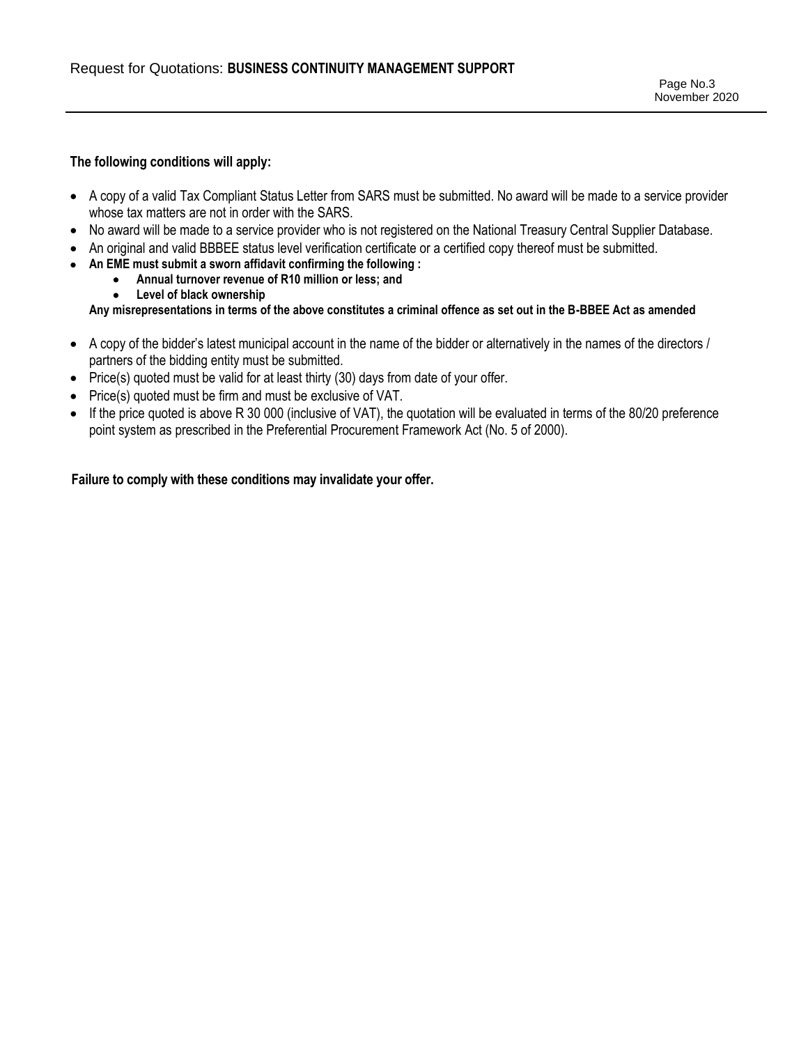**The following conditions will apply:**

- A copy of a valid Tax Compliant Status Letter from SARS must be submitted. No award will be made to a service provider whose tax matters are not in order with the SARS.
- No award will be made to a service provider who is not registered on the National Treasury Central Supplier Database.
- An original and valid BBBEE status level verification certificate or a certified copy thereof must be submitted.
- **An EME must submit a sworn affidavit confirming the following :**
  - **Annual turnover revenue of R10 million or less; and**
  - **Level of black ownership**

  **Any misrepresentations in terms of the above constitutes a criminal offence as set out in the B-BBEE Act as amended**

- A copy of the bidder's latest municipal account in the name of the bidder or alternatively in the names of the directors / partners of the bidding entity must be submitted.
- Price(s) quoted must be valid for at least thirty (30) days from date of your offer.
- Price(s) quoted must be firm and must be exclusive of VAT.
- If the price quoted is above R 30 000 (inclusive of VAT), the quotation will be evaluated in terms of the 80/20 preference point system as prescribed in the Preferential Procurement Framework Act (No. 5 of 2000).

**Failure to comply with these conditions may invalidate your offer.**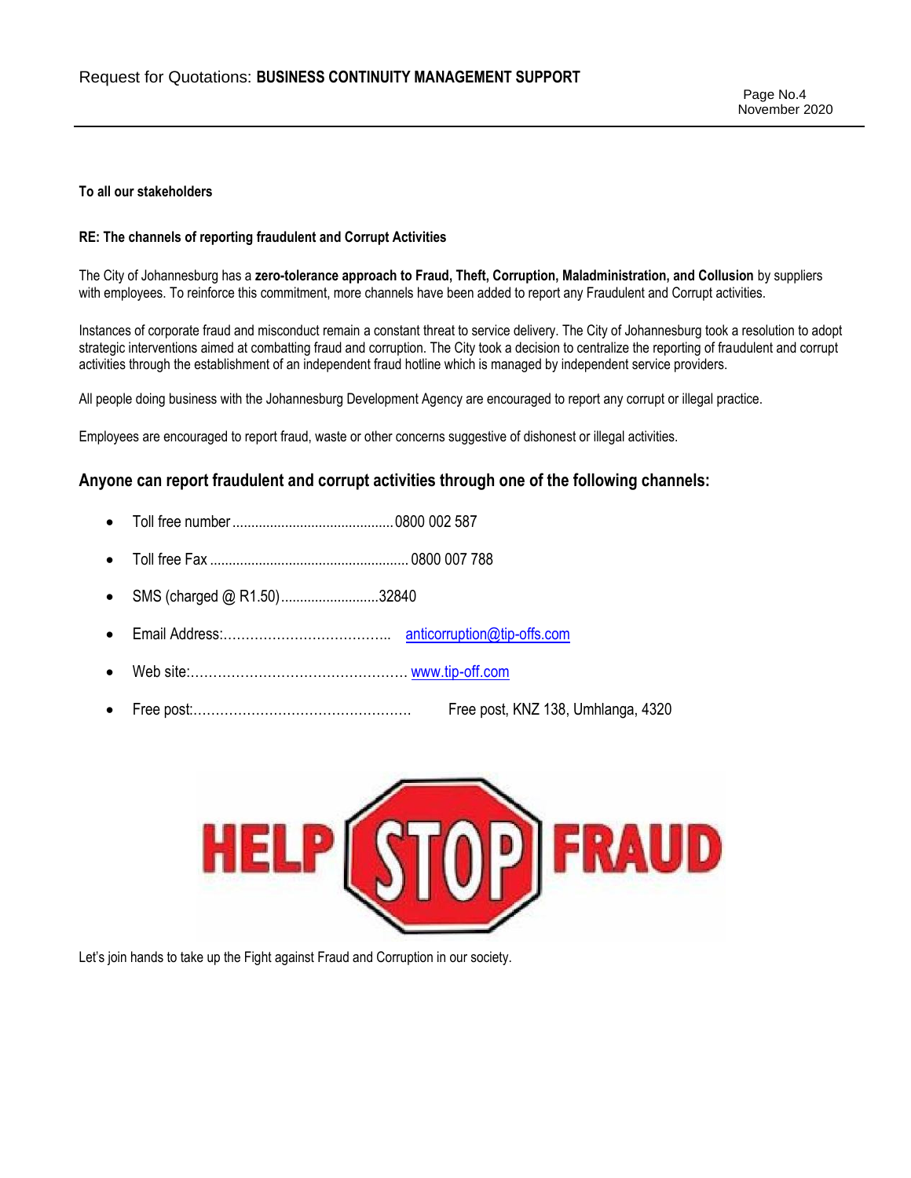**To all our stakeholders**

**RE: The channels of reporting fraudulent and Corrupt Activities**

The City of Johannesburg has a **zero-tolerance approach to Fraud, Theft, Corruption, Maladministration, and Collusion** by suppliers with employees. To reinforce this commitment, more channels have been added to report any Fraudulent and Corrupt activities.

Instances of corporate fraud and misconduct remain a constant threat to service delivery. The City of Johannesburg took a resolution to adopt strategic interventions aimed at combatting fraud and corruption. The City took a decision to centralize the reporting of fraudulent and corrupt activities through the establishment of an independent fraud hotline which is managed by independent service providers.

All people doing business with the Johannesburg Development Agency are encouraged to report any corrupt or illegal practice.

Employees are encouraged to report fraud, waste or other concerns suggestive of dishonest or illegal activities.

## Anyone can report fraudulent and corrupt activities through one of the following channels:

- Toll free number ........................................... 0800 002 587
- Toll free Fax ..................................................... 0800 007 788
- SMS (charged @ R1.50) .......................... 32840
- Email Address:……………………………….. anticorruption@tip-offs.com
- Web site:………………………………………… www.tip-off.com
- Free post:………………………………………… Free post, KNZ 138, Umhlanga, 4320

HELP STOP FRAUD

Let's join hands to take up the Fight against Fraud and Corruption in our society.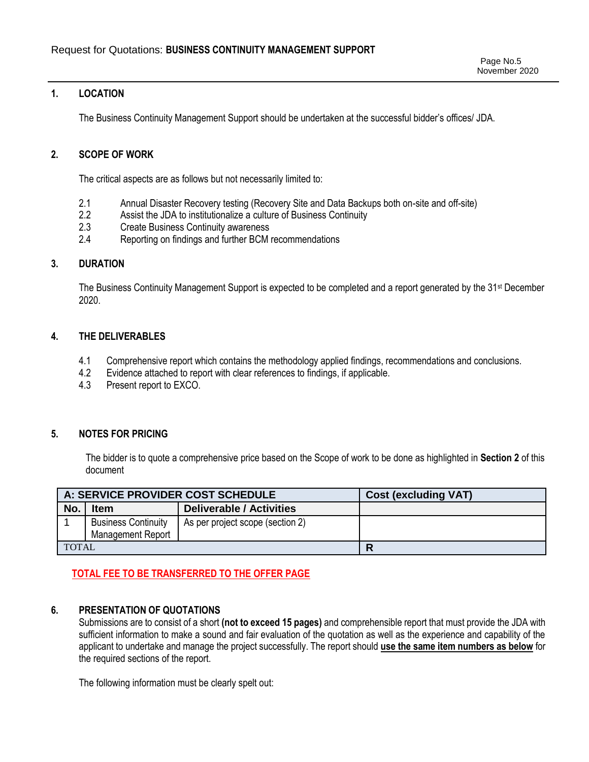## 1. LOCATION

The Business Continuity Management Support should be undertaken at the successful bidder's offices/ JDA.

## 2. SCOPE OF WORK

The critical aspects are as follows but not necessarily limited to:

2.1 Annual Disaster Recovery testing (Recovery Site and Data Backups both on-site and off-site)
2.2 Assist the JDA to institutionalize a culture of Business Continuity
2.3 Create Business Continuity awareness
2.4 Reporting on findings and further BCM recommendations

## 3. DURATION

The Business Continuity Management Support is expected to be completed and a report generated by the 31st December 2020.

## 4. THE DELIVERABLES

4.1 Comprehensive report which contains the methodology applied findings, recommendations and conclusions.
4.2 Evidence attached to report with clear references to findings, if applicable.
4.3 Present report to EXCO.

## 5. NOTES FOR PRICING

The bidder is to quote a comprehensive price based on the Scope of work to be done as highlighted in **Section 2** of this document

| **A: SERVICE PROVIDER COST SCHEDULE** | | | **Cost (excluding VAT)** |
|---|---|---|---|
| **No.** | **Item** | **Deliverable / Activities** | |
| 1 | Business Continuity Management Report | As per project scope (section 2) | |
| TOTAL | | | **R** |

**TOTAL FEE TO BE TRANSFERRED TO THE OFFER PAGE**

## 6. PRESENTATION OF QUOTATIONS

Submissions are to consist of a short **(not to exceed 15 pages)** and comprehensible report that must provide the JDA with sufficient information to make a sound and fair evaluation of the quotation as well as the experience and capability of the applicant to undertake and manage the project successfully. The report should **use the same item numbers as below** for the required sections of the report.

The following information must be clearly spelt out: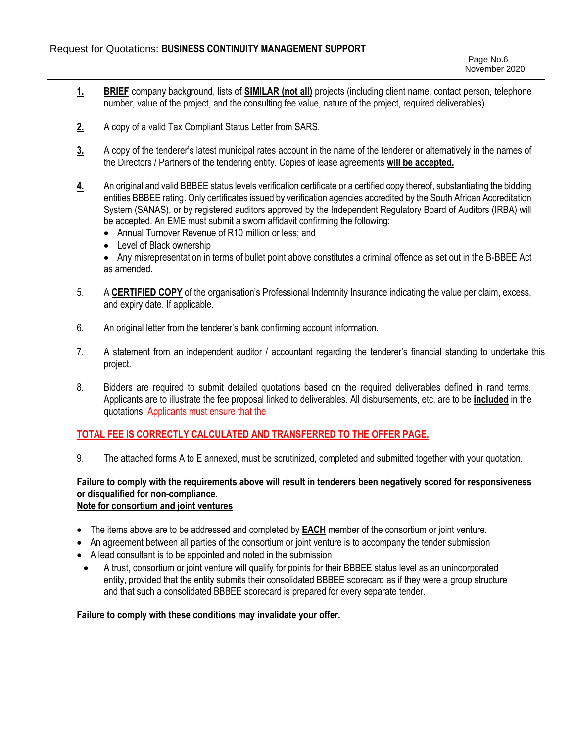1. **BRIEF** company background, lists of **SIMILAR (not all)** projects (including client name, contact person, telephone number, value of the project, and the consulting fee value, nature of the project, required deliverables).

2. A copy of a valid Tax Compliant Status Letter from SARS.

3. A copy of the tenderer's latest municipal rates account in the name of the tenderer or alternatively in the names of the Directors / Partners of the tendering entity. Copies of lease agreements **will be accepted.**

4. An original and valid BBBEE status levels verification certificate or a certified copy thereof, substantiating the bidding entities BBBEE rating. Only certificates issued by verification agencies accredited by the South African Accreditation System (SANAS), or by registered auditors approved by the Independent Regulatory Board of Auditors (IRBA) will be accepted. An EME must submit a sworn affidavit confirming the following:
   - Annual Turnover Revenue of R10 million or less; and
   - Level of Black ownership
   - Any misrepresentation in terms of bullet point above constitutes a criminal offence as set out in the B-BBEE Act as amended.

5. A **CERTIFIED COPY** of the organisation's Professional Indemnity Insurance indicating the value per claim, excess, and expiry date. If applicable.

6. An original letter from the tenderer's bank confirming account information.

7. A statement from an independent auditor / accountant regarding the tenderer's financial standing to undertake this project.

8. Bidders are required to submit detailed quotations based on the required deliverables defined in rand terms. Applicants are to illustrate the fee proposal linked to deliverables. All disbursements, etc. are to be **included** in the quotations. Applicants must ensure that the

**TOTAL FEE IS CORRECTLY CALCULATED AND TRANSFERRED TO THE OFFER PAGE.**

9. The attached forms A to E annexed, must be scrutinized, completed and submitted together with your quotation.

**Failure to comply with the requirements above will result in tenderers been negatively scored for responsiveness or disqualified for non-compliance.**

**Note for consortium and joint ventures**

- The items above are to be addressed and completed by **EACH** member of the consortium or joint venture.
- An agreement between all parties of the consortium or joint venture is to accompany the tender submission
- A lead consultant is to be appointed and noted in the submission
- A trust, consortium or joint venture will qualify for points for their BBBEE status level as an unincorporated entity, provided that the entity submits their consolidated BBBEE scorecard as if they were a group structure and that such a consolidated BBBEE scorecard is prepared for every separate tender.

**Failure to comply with these conditions may invalidate your offer.**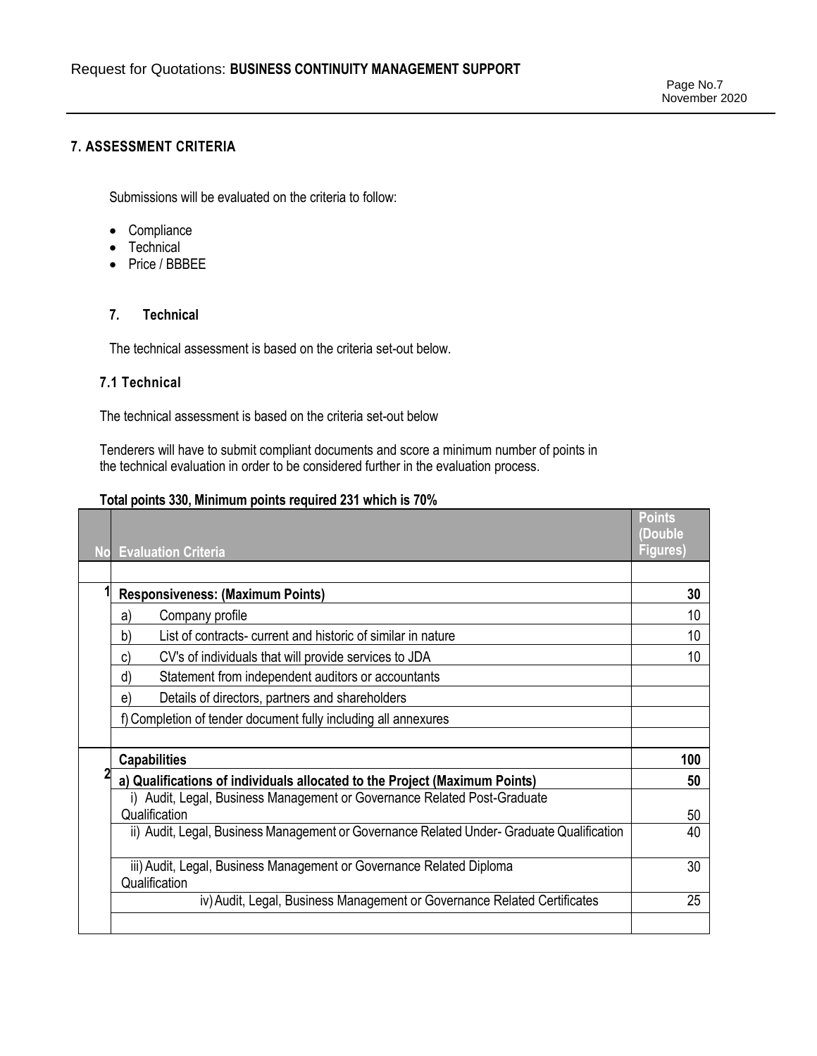## 7. ASSESSMENT CRITERIA

Submissions will be evaluated on the criteria to follow:

- Compliance
- Technical
- Price / BBBEE

### 7. Technical

The technical assessment is based on the criteria set-out below.

### 7.1 Technical

The technical assessment is based on the criteria set-out below

Tenderers will have to submit compliant documents and score a minimum number of points in the technical evaluation in order to be considered further in the evaluation process.

**Total points 330, Minimum points required 231 which is 70%**

| No | Evaluation Criteria | Points (Double Figures) |
|---|---|---|
| | | |
| 1 | **Responsiveness: (Maximum Points)** | **30** |
| | a) Company profile | 10 |
| | b) List of contracts- current and historic of similar in nature | 10 |
| | c) CV's of individuals that will provide services to JDA | 10 |
| | d) Statement from independent auditors or accountants | |
| | e) Details of directors, partners and shareholders | |
| | f) Completion of tender document fully including all annexures | |
| | | |
| 2 | **Capabilities** | **100** |
| | **a) Qualifications of individuals allocated to the Project (Maximum Points)** | **50** |
| | i) Audit, Legal, Business Management or Governance Related Post-Graduate Qualification | 50 |
| | ii) Audit, Legal, Business Management or Governance Related Under- Graduate Qualification | 40 |
| | iii) Audit, Legal, Business Management or Governance Related Diploma Qualification | 30 |
| | iv) Audit, Legal, Business Management or Governance Related Certificates | 25 |
| | | |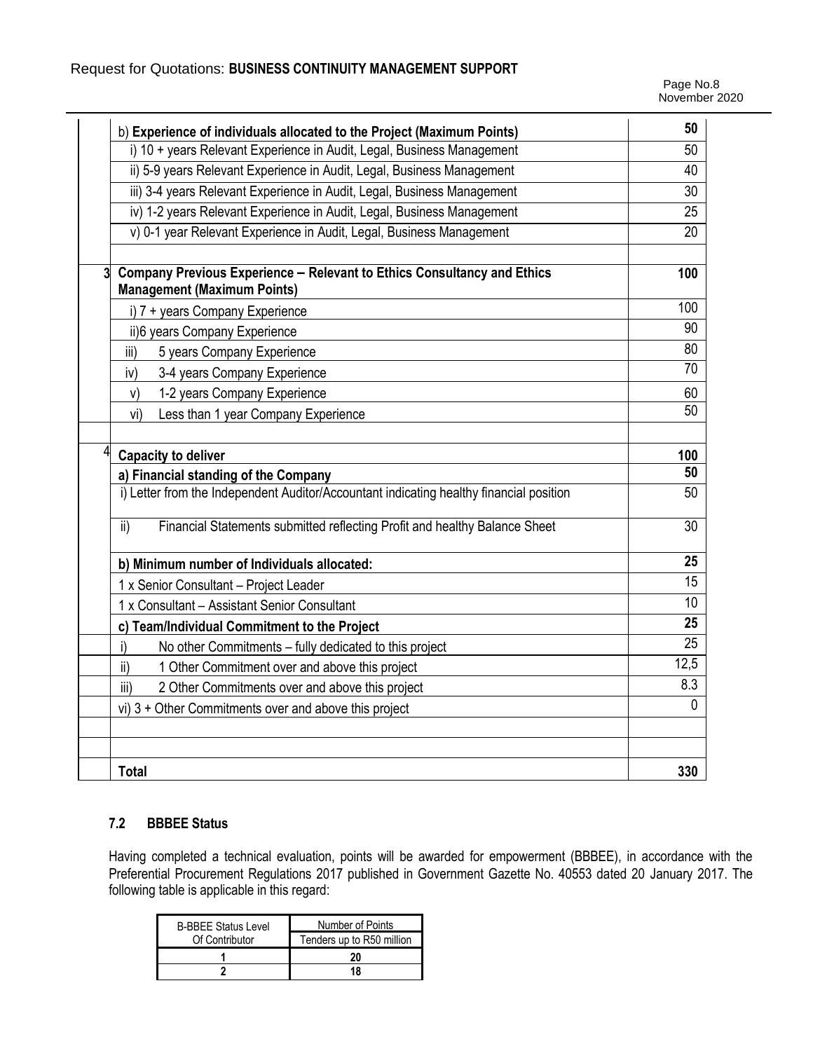| | | |
|---|---|---|
| | b) **Experience of individuals allocated to the Project (Maximum Points)** | **50** |
| | i) 10 + years Relevant Experience in Audit, Legal, Business Management | 50 |
| | ii) 5-9 years Relevant Experience in Audit, Legal, Business Management | 40 |
| | iii) 3-4 years Relevant Experience in Audit, Legal, Business Management | 30 |
| | iv) 1-2 years Relevant Experience in Audit, Legal, Business Management | 25 |
| | v) 0-1 year Relevant Experience in Audit, Legal, Business Management | 20 |
| | | |
| **3** | **Company Previous Experience – Relevant to Ethics Consultancy and Ethics Management (Maximum Points)** | **100** |
| | i) 7 + years Company Experience | 100 |
| | ii)6 years Company Experience | 90 |
| | iii) 5 years Company Experience | 80 |
| | iv) 3-4 years Company Experience | 70 |
| | v) 1-2 years Company Experience | 60 |
| | vi) Less than 1 year Company Experience | 50 |
| | | |
| 4 | **Capacity to deliver** | **100** |
| | **a) Financial standing of the Company** | **50** |
| | i) Letter from the Independent Auditor/Accountant indicating healthy financial position | 50 |
| | ii) Financial Statements submitted reflecting Profit and healthy Balance Sheet | 30 |
| | **b) Minimum number of Individuals allocated:** | **25** |
| | 1 x Senior Consultant – Project Leader | 15 |
| | 1 x Consultant – Assistant Senior Consultant | 10 |
| | **c) Team/Individual Commitment to the Project** | **25** |
| | i) No other Commitments – fully dedicated to this project | 25 |
| | ii) 1 Other Commitment over and above this project | 12,5 |
| | iii) 2 Other Commitments over and above this project | 8.3 |
| | vi) 3 + Other Commitments over and above this project | 0 |
| | | |
| | | |
| | **Total** | **330** |

### 7.2 BBBEE Status

Having completed a technical evaluation, points will be awarded for empowerment (BBBEE), in accordance with the Preferential Procurement Regulations 2017 published in Government Gazette No. 40553 dated 20 January 2017. The following table is applicable in this regard:

| B-BBEE Status Level Of Contributor | Number of Points Tenders up to R50 million |
|---|---|
| **1** | **20** |
| **2** | **18** |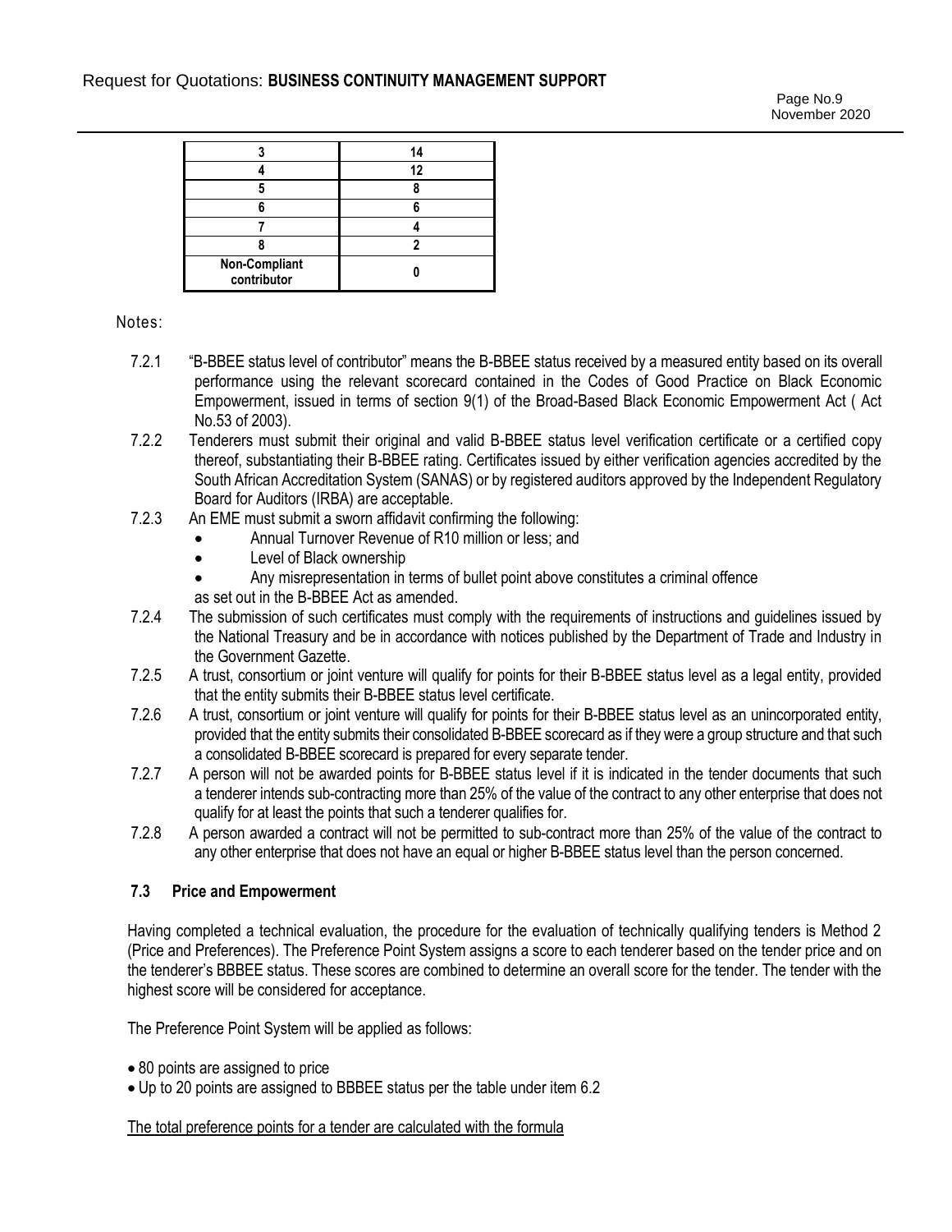| 3 | 14 |
|---|---|
| 4 | 12 |
| 5 | 8 |
| 6 | 6 |
| 7 | 4 |
| 8 | 2 |
| **Non-Compliant contributor** | **0** |

Notes:

7.2.1 "B-BBEE status level of contributor" means the B-BBEE status received by a measured entity based on its overall performance using the relevant scorecard contained in the Codes of Good Practice on Black Economic Empowerment, issued in terms of section 9(1) of the Broad-Based Black Economic Empowerment Act ( Act No.53 of 2003).

7.2.2 Tenderers must submit their original and valid B-BBEE status level verification certificate or a certified copy thereof, substantiating their B-BBEE rating. Certificates issued by either verification agencies accredited by the South African Accreditation System (SANAS) or by registered auditors approved by the Independent Regulatory Board for Auditors (IRBA) are acceptable.

7.2.3 An EME must submit a sworn affidavit confirming the following:

- Annual Turnover Revenue of R10 million or less; and
- Level of Black ownership
- Any misrepresentation in terms of bullet point above constitutes a criminal offence

as set out in the B-BBEE Act as amended.

7.2.4 The submission of such certificates must comply with the requirements of instructions and guidelines issued by the National Treasury and be in accordance with notices published by the Department of Trade and Industry in the Government Gazette.

7.2.5 A trust, consortium or joint venture will qualify for points for their B-BBEE status level as a legal entity, provided that the entity submits their B-BBEE status level certificate.

7.2.6 A trust, consortium or joint venture will qualify for points for their B-BBEE status level as an unincorporated entity, provided that the entity submits their consolidated B-BBEE scorecard as if they were a group structure and that such a consolidated B-BBEE scorecard is prepared for every separate tender.

7.2.7 A person will not be awarded points for B-BBEE status level if it is indicated in the tender documents that such a tenderer intends sub-contracting more than 25% of the value of the contract to any other enterprise that does not qualify for at least the points that such a tenderer qualifies for.

7.2.8 A person awarded a contract will not be permitted to sub-contract more than 25% of the value of the contract to any other enterprise that does not have an equal or higher B-BBEE status level than the person concerned.

### 7.3 Price and Empowerment

Having completed a technical evaluation, the procedure for the evaluation of technically qualifying tenders is Method 2 (Price and Preferences). The Preference Point System assigns a score to each tenderer based on the tender price and on the tenderer's BBBEE status. These scores are combined to determine an overall score for the tender. The tender with the highest score will be considered for acceptance.

The Preference Point System will be applied as follows:

- 80 points are assigned to price
- Up to 20 points are assigned to BBBEE status per the table under item 6.2

The total preference points for a tender are calculated with the formula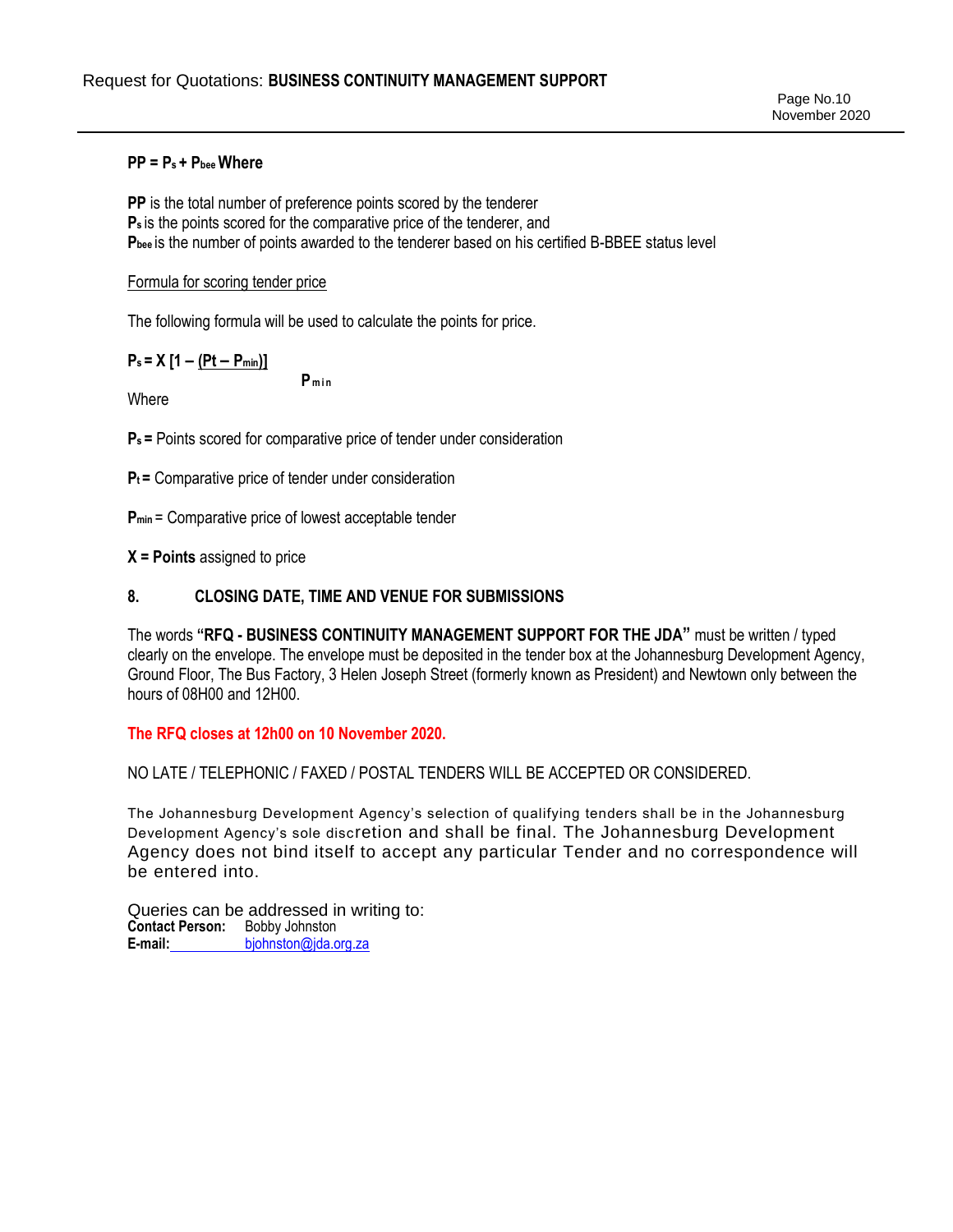**$PP = P_s + P_{bee}$ Where**

**PP** is the total number of preference points scored by the tenderer
**$P_s$** is the points scored for the comparative price of the tenderer, and
**$P_{bee}$** is the number of points awarded to the tenderer based on his certified B-BBEE status level

<u>Formula for scoring tender price</u>

The following formula will be used to calculate the points for price.

$$P_s = X\left[1 - \frac{(Pt - P_{min})}{P_{min}}\right]$$

Where

**$P_s$ =** Points scored for comparative price of tender under consideration

**$P_t$ =** Comparative price of tender under consideration

**$P_{min}$** = Comparative price of lowest acceptable tender

**X = Points** assigned to price

## 8. CLOSING DATE, TIME AND VENUE FOR SUBMISSIONS

The words **"RFQ - BUSINESS CONTINUITY MANAGEMENT SUPPORT FOR THE JDA"** must be written / typed clearly on the envelope. The envelope must be deposited in the tender box at the Johannesburg Development Agency, Ground Floor, The Bus Factory, 3 Helen Joseph Street (formerly known as President) and Newtown only between the hours of 08H00 and 12H00.

**The RFQ closes at 12h00 on 10 November 2020.**

NO LATE / TELEPHONIC / FAXED / POSTAL TENDERS WILL BE ACCEPTED OR CONSIDERED.

The Johannesburg Development Agency's selection of qualifying tenders shall be in the Johannesburg Development Agency's sole discretion and shall be final. The Johannesburg Development Agency does not bind itself to accept any particular Tender and no correspondence will be entered into.

Queries can be addressed in writing to:
**Contact Person:** Bobby Johnston
**E-mail:** bjohnston@jda.org.za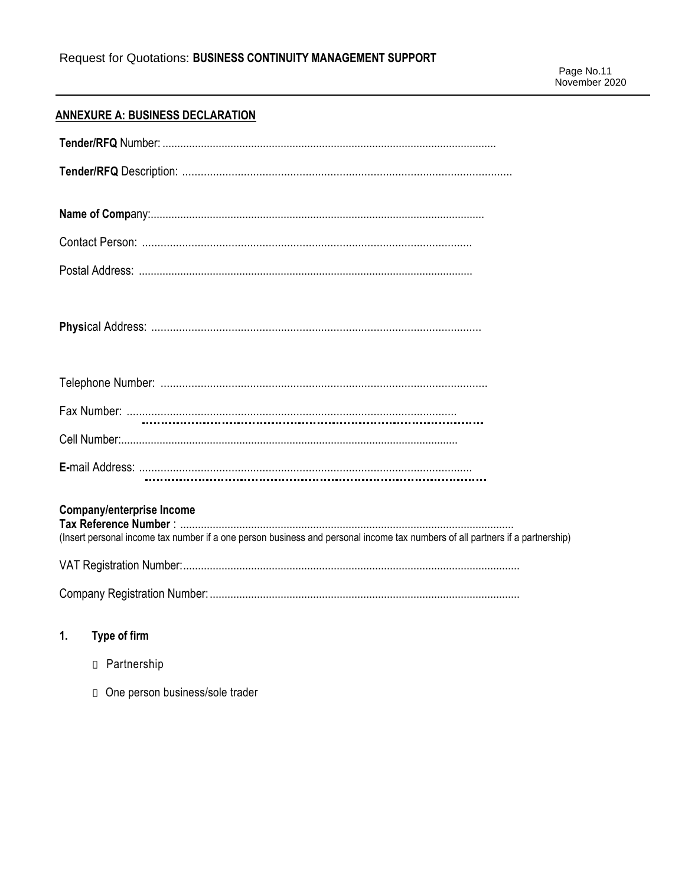## ANNEXURE A: BUSINESS DECLARATION

**Tender/RFQ** Number: ...............................................................................................................

**Tender/RFQ** Description: ...........................................................................................................

**Name of Comp**any:...............................................................................................................

Contact Person: ...........................................................................................................

Postal Address: ..............................................................................................................

**Physi**cal Address: ...........................................................................................................

Telephone Number: ..........................................................................................................

Fax Number: ...........................................................................................................

Cell Number:................................................................................................................

**E-**mail Address: ............................................................................................................

**Company/enterprise Income Tax Reference Number** : ................................................................................................................
(Insert personal income tax number if a one person business and personal income tax numbers of all partners if a partnership)

VAT Registration Number:.................................................................................................................

Company Registration Number:.......................................................................................................

**1. Type of firm**

- Partnership
- One person business/sole trader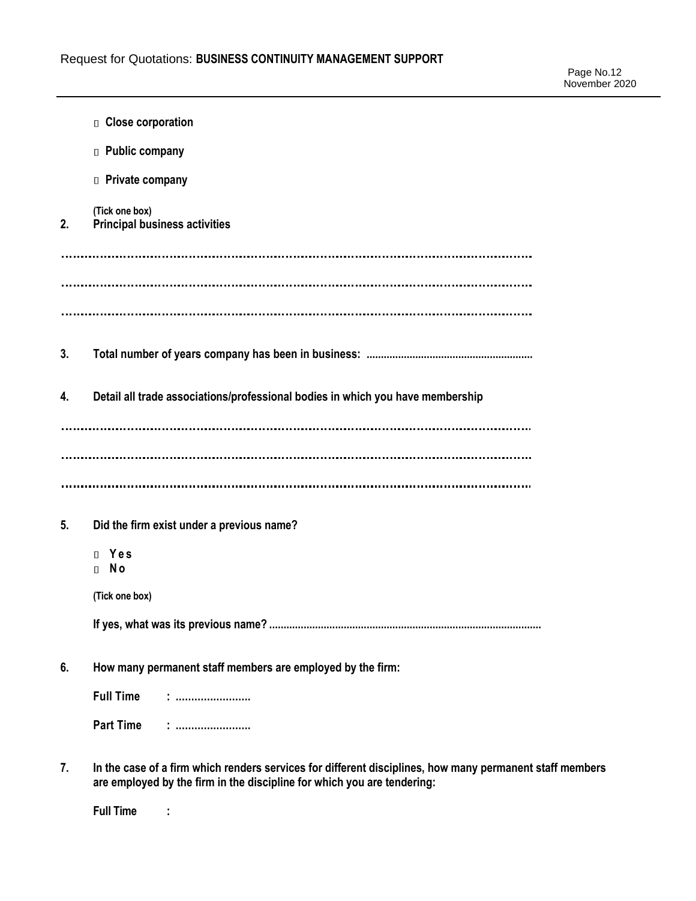- Close corporation
- Public company
- Private company

(Tick one box)

**2. Principal business activities**

…………………………………………………………………………………………………………

…………………………………………………………………………………………………………

…………………………………………………………………………………………………………

**3. Total number of years company has been in business: ...........................................................**

**4. Detail all trade associations/professional bodies in which you have membership**

…………………………………………………………………………………………………………

…………………………………………………………………………………………………………

…………………………………………………………………………………………………………

**5. Did the firm exist under a previous name?**

- Yes
- No

(Tick one box)

**If yes, what was its previous name? .............................................................................................**

**6. How many permanent staff members are employed by the firm:**

**Full Time : ........................**

**Part Time : ........................**

**7. In the case of a firm which renders services for different disciplines, how many permanent staff members are employed by the firm in the discipline for which you are tendering:**

**Full Time :**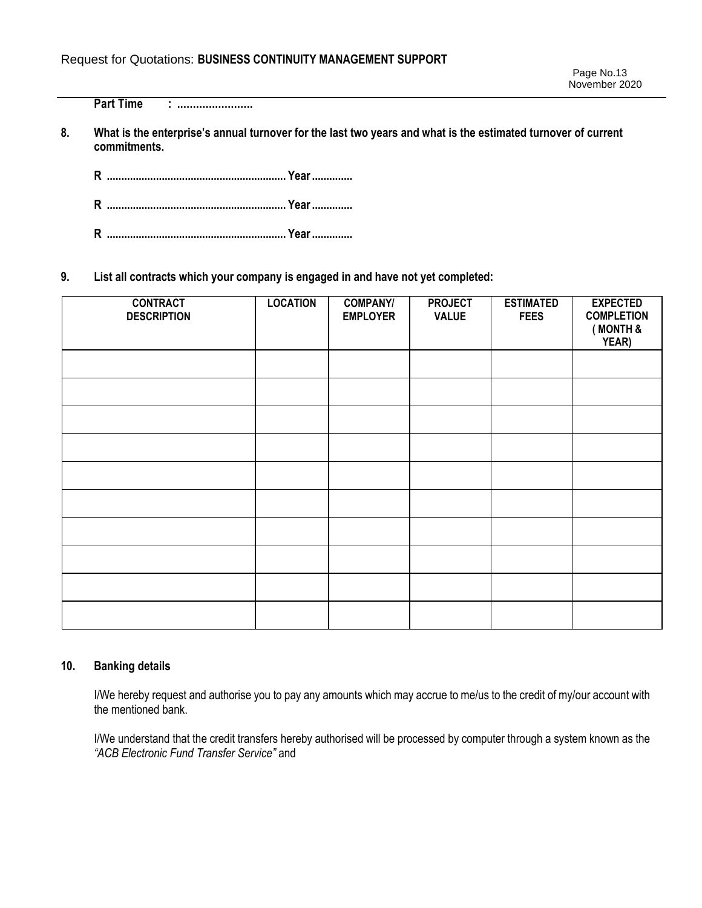**Part Time : ……………………**

**8. What is the enterprise's annual turnover for the last two years and what is the estimated turnover of current commitments.**

**R ……………………………………………………. Year …………..**

**R ……………………………………………………. Year …………..**

**R ……………………………………………………. Year …………..**

**9. List all contracts which your company is engaged in and have not yet completed:**

| CONTRACT DESCRIPTION | LOCATION | COMPANY/ EMPLOYER | PROJECT VALUE | ESTIMATED FEES | EXPECTED COMPLETION ( MONTH & YEAR) |
|---|---|---|---|---|---|
| | | | | | |
| | | | | | |
| | | | | | |
| | | | | | |
| | | | | | |
| | | | | | |
| | | | | | |
| | | | | | |
| | | | | | |
| | | | | | |

**10. Banking details**

I/We hereby request and authorise you to pay any amounts which may accrue to me/us to the credit of my/our account with the mentioned bank.

I/We understand that the credit transfers hereby authorised will be processed by computer through a system known as the *"ACB Electronic Fund Transfer Service"* and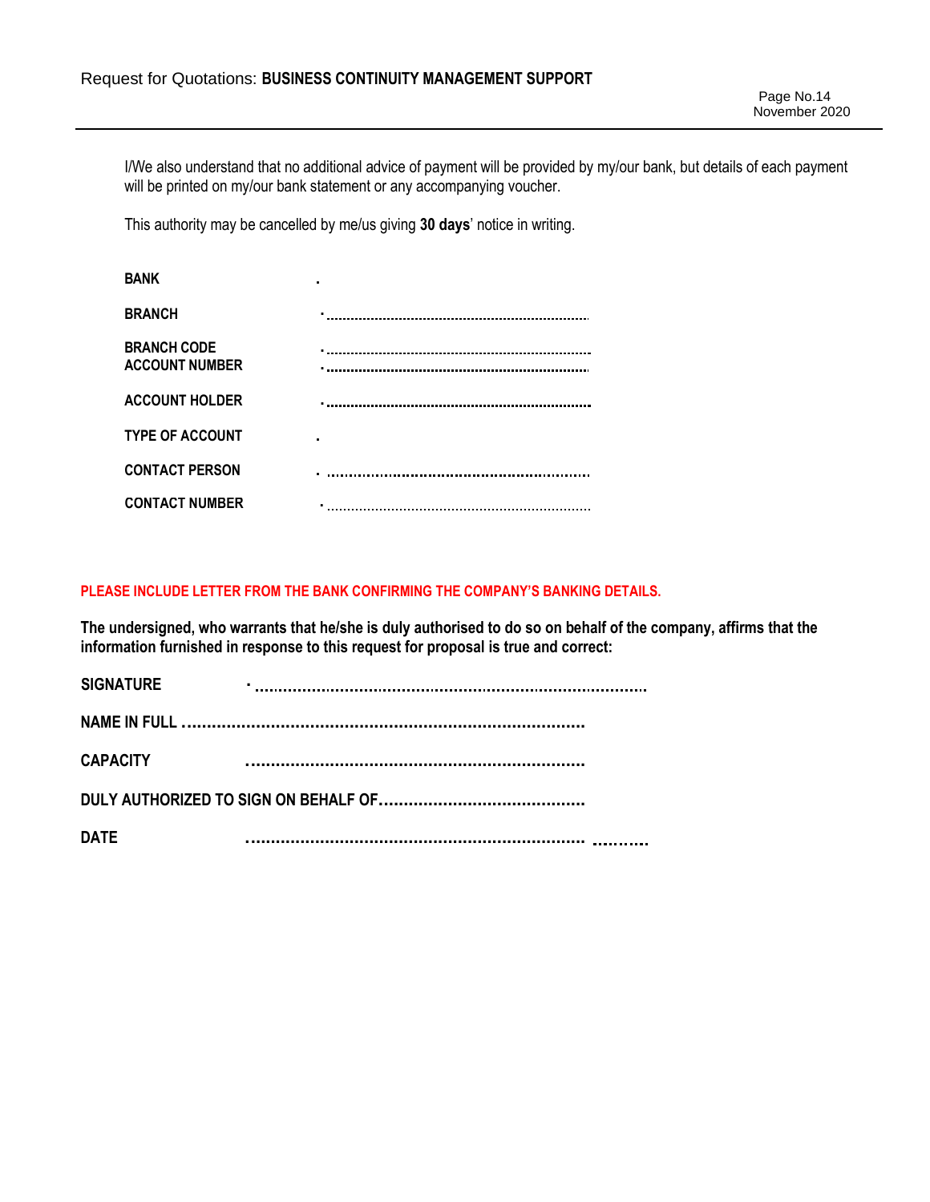I/We also understand that no additional advice of payment will be provided by my/our bank, but details of each payment will be printed on my/our bank statement or any accompanying voucher.

This authority may be cancelled by me/us giving **30 days**' notice in writing.

**BANK** .

**BRANCH** ...................................................................

**BRANCH CODE** ...................................................................

**ACCOUNT NUMBER** ...................................................................

**ACCOUNT HOLDER** ...................................................................

**TYPE OF ACCOUNT** .

**CONTACT PERSON** ...................................................................

**CONTACT NUMBER** ...................................................................

**PLEASE INCLUDE LETTER FROM THE BANK CONFIRMING THE COMPANY'S BANKING DETAILS.**

**The undersigned, who warrants that he/she is duly authorised to do so on behalf of the company, affirms that the information furnished in response to this request for proposal is true and correct:**

**SIGNATURE** ...................................................................................

**NAME IN FULL** ...................................................................................

**CAPACITY** ...................................................................................

**DULY AUTHORIZED TO SIGN ON BEHALF OF** ..........................................

**DATE** ...................................................................................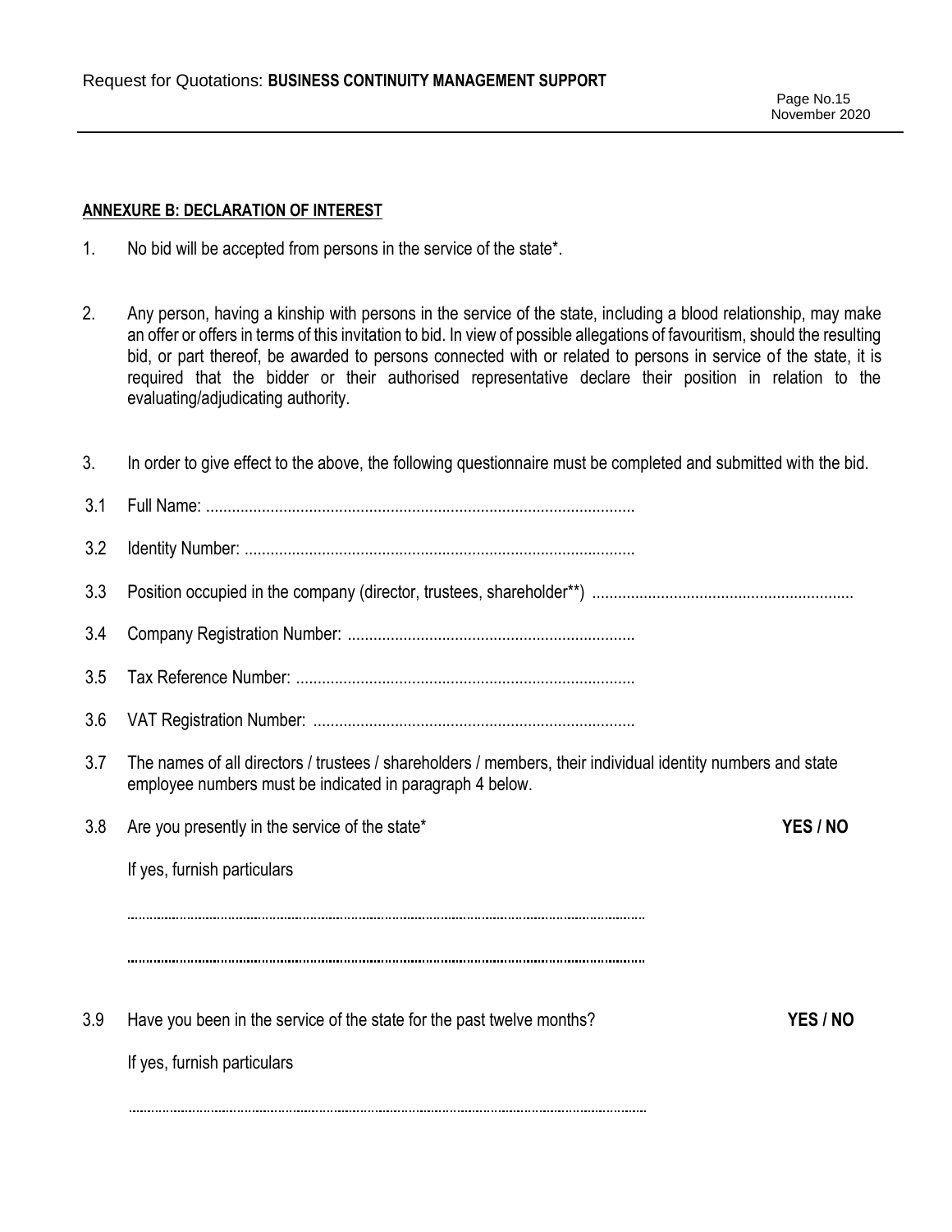**ANNEXURE B: DECLARATION OF INTEREST**

1. No bid will be accepted from persons in the service of the state*.

2. Any person, having a kinship with persons in the service of the state, including a blood relationship, may make an offer or offers in terms of this invitation to bid. In view of possible allegations of favouritism, should the resulting bid, or part thereof, be awarded to persons connected with or related to persons in service of the state, it is required that the bidder or their authorised representative declare their position in relation to the evaluating/adjudicating authority.

3. In order to give effect to the above, the following questionnaire must be completed and submitted with the bid.

3.1 Full Name: ....................................................................................................

3.2 Identity Number: ..........................................................................................

3.3 Position occupied in the company (director, trustees, shareholder**) ............................................................

3.4 Company Registration Number: ..................................................................

3.5 Tax Reference Number: ..............................................................................

3.6 VAT Registration Number: ..........................................................................

3.7 The names of all directors / trustees / shareholders / members, their individual identity numbers and state employee numbers must be indicated in paragraph 4 below.

3.8 Are you presently in the service of the state* **YES / NO**

If yes, furnish particulars

.....................................................................................................................................

.....................................................................................................................................

3.9 Have you been in the service of the state for the past twelve months? **YES / NO**

If yes, furnish particulars

.....................................................................................................................................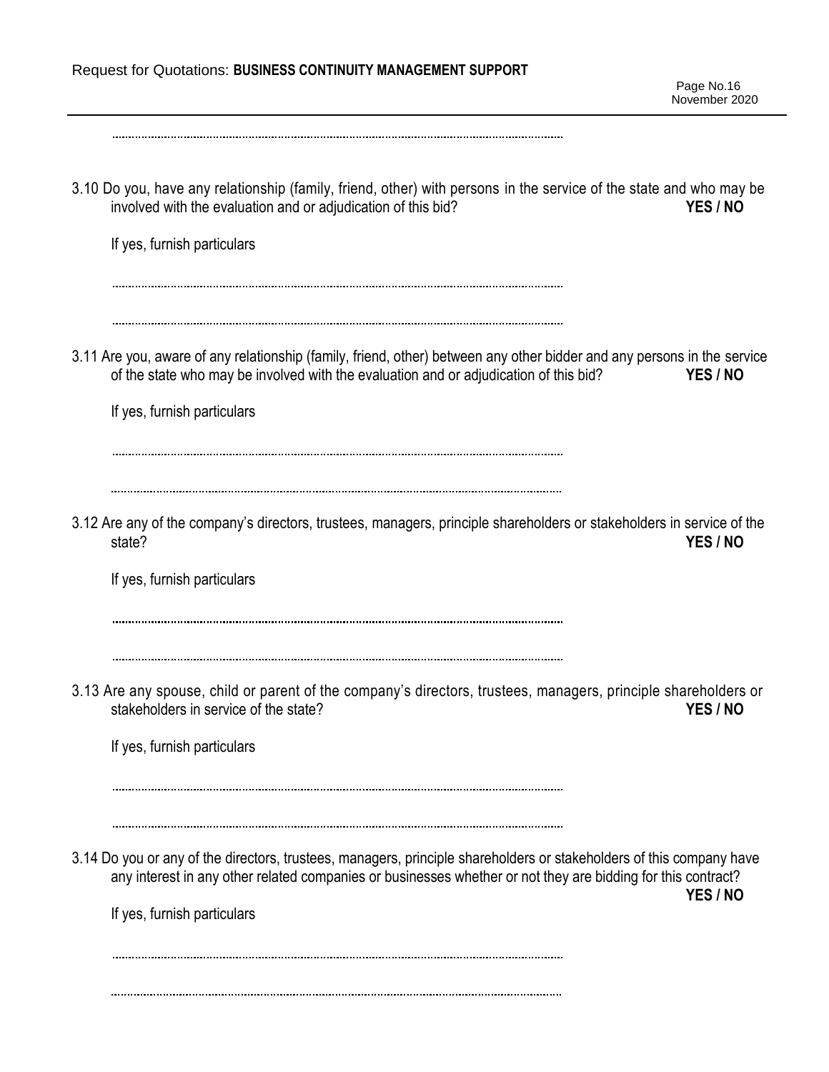………………………………………………………………………………………………………………………

3.10 Do you, have any relationship (family, friend, other) with persons in the service of the state and who may be involved with the evaluation and or adjudication of this bid? **YES / NO**

If yes, furnish particulars

………………………………………………………………………………………………………………………

………………………………………………………………………………………………………………………

3.11 Are you, aware of any relationship (family, friend, other) between any other bidder and any persons in the service of the state who may be involved with the evaluation and or adjudication of this bid? **YES / NO**

If yes, furnish particulars

………………………………………………………………………………………………………………………

………………………………………………………………………………………………………………………

3.12 Are any of the company's directors, trustees, managers, principle shareholders or stakeholders in service of the state? **YES / NO**

If yes, furnish particulars

………………………………………………………………………………………………………………………

………………………………………………………………………………………………………………………

3.13 Are any spouse, child or parent of the company's directors, trustees, managers, principle shareholders or stakeholders in service of the state? **YES / NO**

If yes, furnish particulars

………………………………………………………………………………………………………………………

………………………………………………………………………………………………………………………

3.14 Do you or any of the directors, trustees, managers, principle shareholders or stakeholders of this company have any interest in any other related companies or businesses whether or not they are bidding for this contract? **YES / NO**

If yes, furnish particulars

………………………………………………………………………………………………………………………

………………………………………………………………………………………………………………………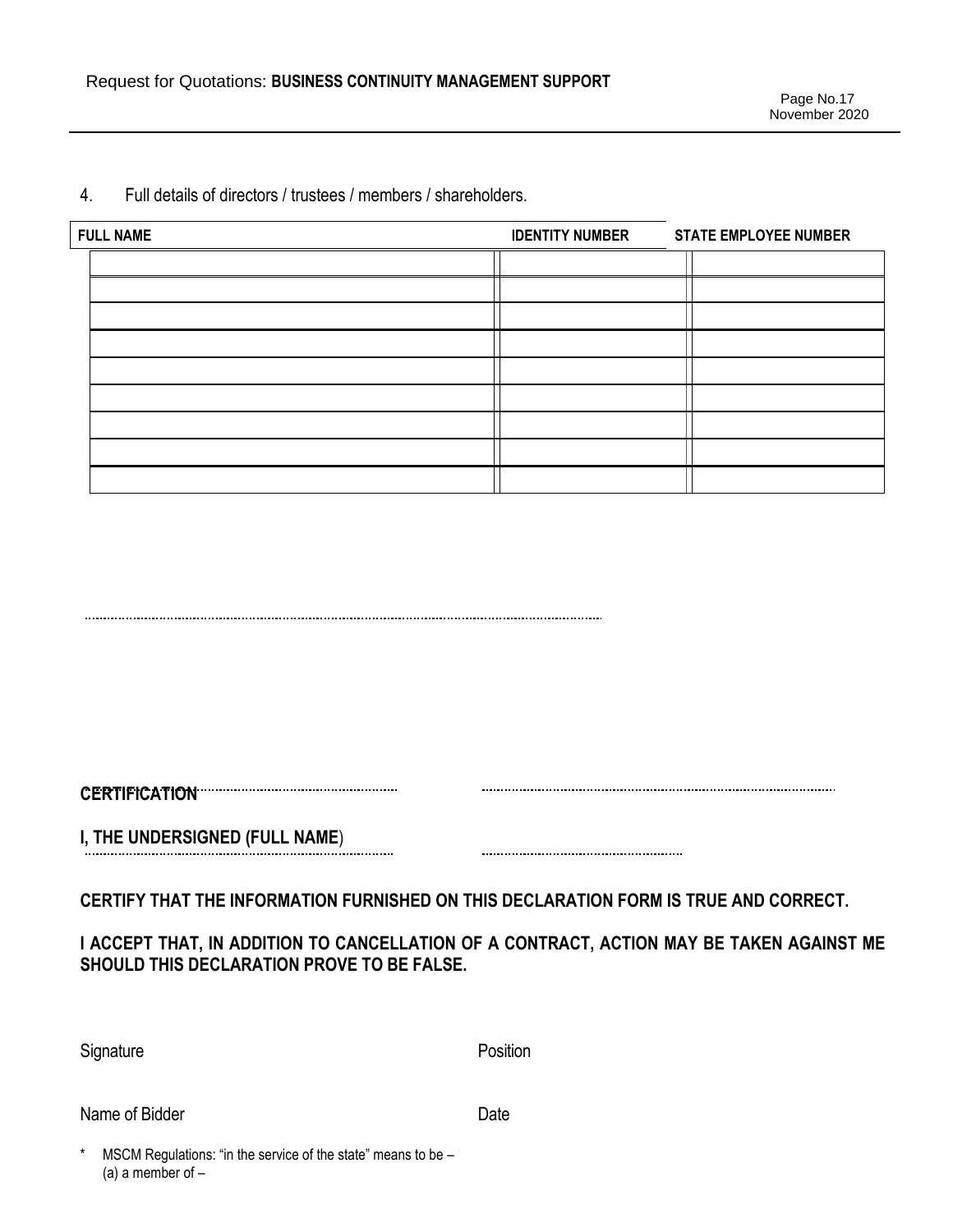4. Full details of directors / trustees / members / shareholders.

| FULL NAME | IDENTITY NUMBER | STATE EMPLOYEE NUMBER |
|---|---|---|
| | | |
| | | |
| | | |
| | | |
| | | |
| | | |
| | | |
| | | |
| | | |

**CERTIFICATION**

**I, THE UNDERSIGNED (FULL NAME**) ……………………………………

**CERTIFY THAT THE INFORMATION FURNISHED ON THIS DECLARATION FORM IS TRUE AND CORRECT.**

**I ACCEPT THAT, IN ADDITION TO CANCELLATION OF A CONTRACT, ACTION MAY BE TAKEN AGAINST ME SHOULD THIS DECLARATION PROVE TO BE FALSE.**

……………………………………… ………………………………………
Signature Position

……………………………………… ………………………………………
Name of Bidder Date

\* MSCM Regulations: "in the service of the state" means to be –
(a) a member of –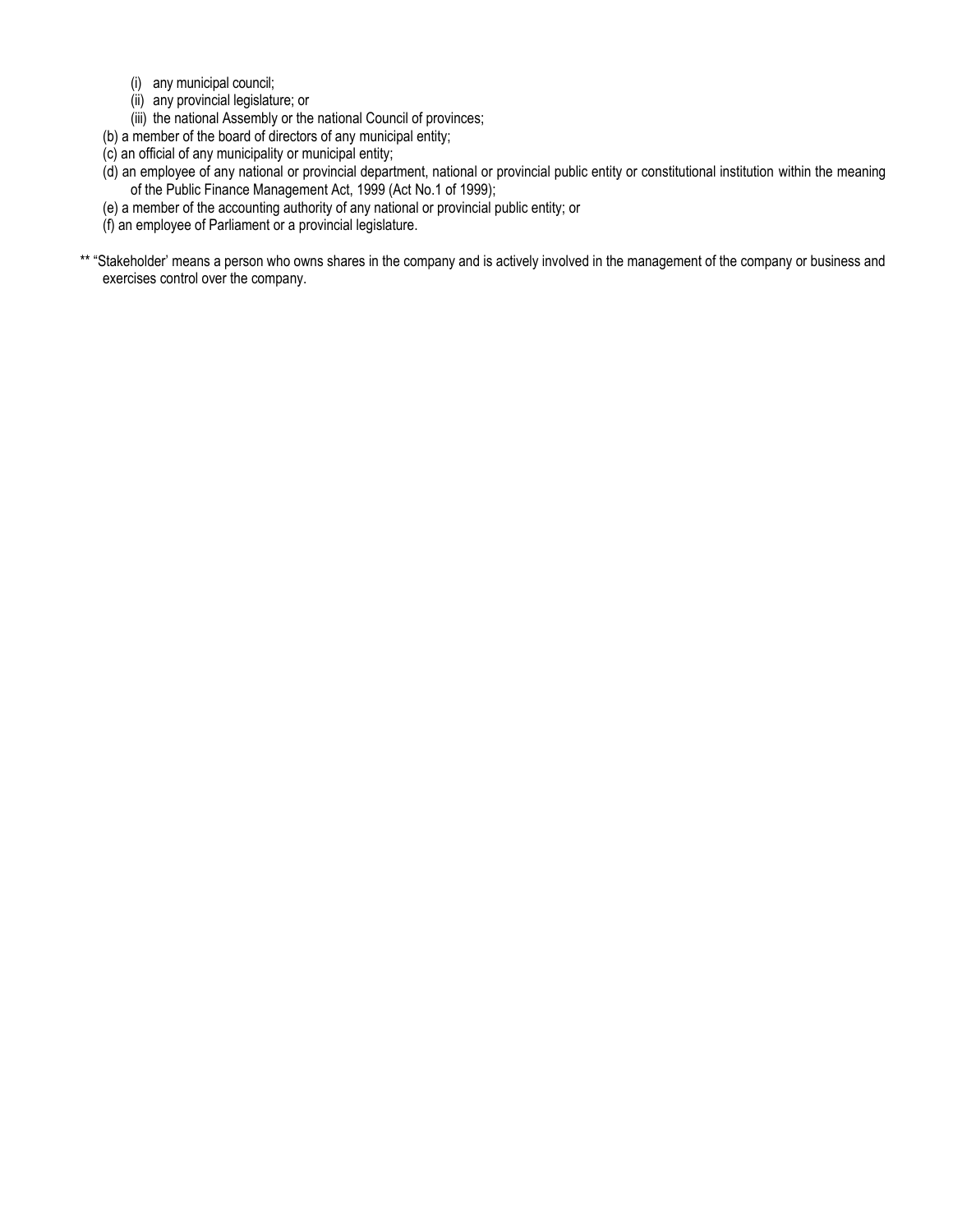- (i) any municipal council;
   - (ii) any provincial legislature; or
   - (iii) the national Assembly or the national Council of provinces;
- (b) a member of the board of directors of any municipal entity;
- (c) an official of any municipality or municipal entity;
- (d) an employee of any national or provincial department, national or provincial public entity or constitutional institution within the meaning of the Public Finance Management Act, 1999 (Act No.1 of 1999);
- (e) a member of the accounting authority of any national or provincial public entity; or
- (f) an employee of Parliament or a provincial legislature.

** "Stakeholder' means a person who owns shares in the company and is actively involved in the management of the company or business and exercises control over the company.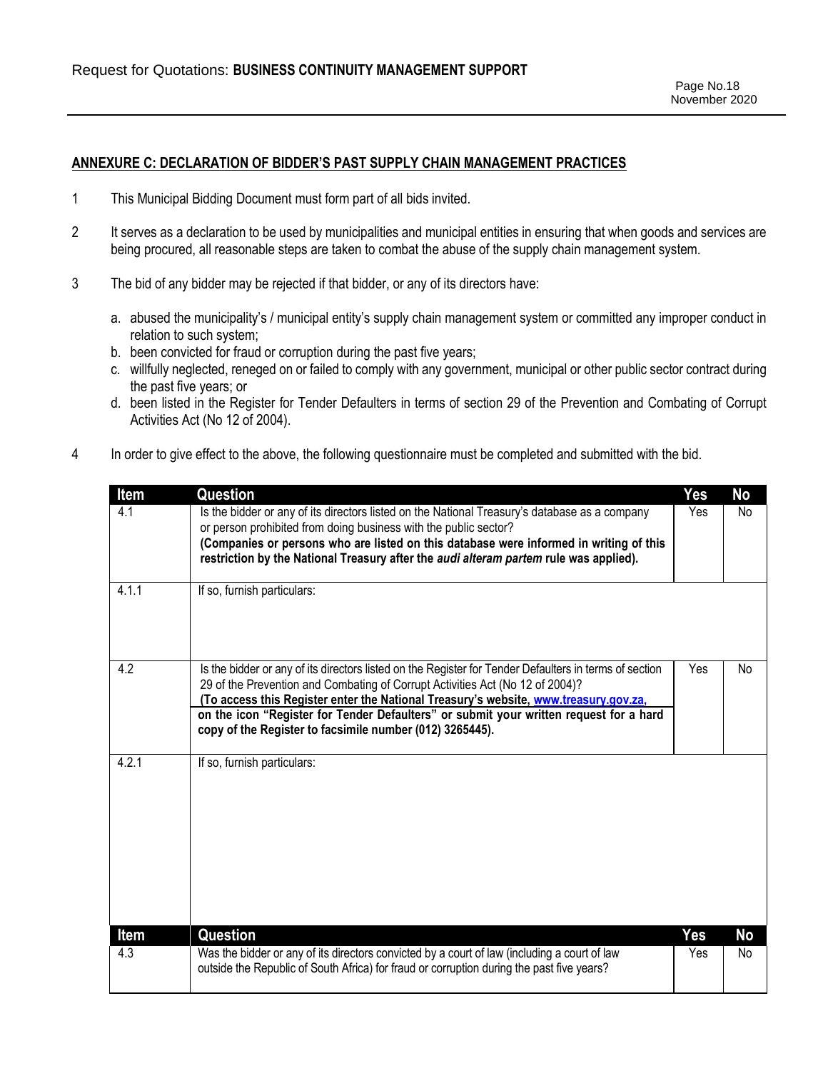## ANNEXURE C: DECLARATION OF BIDDER'S PAST SUPPLY CHAIN MANAGEMENT PRACTICES

1 This Municipal Bidding Document must form part of all bids invited.

2 It serves as a declaration to be used by municipalities and municipal entities in ensuring that when goods and services are being procured, all reasonable steps are taken to combat the abuse of the supply chain management system.

3 The bid of any bidder may be rejected if that bidder, or any of its directors have:

a. abused the municipality's / municipal entity's supply chain management system or committed any improper conduct in relation to such system;
b. been convicted for fraud or corruption during the past five years;
c. willfully neglected, reneged on or failed to comply with any government, municipal or other public sector contract during the past five years; or
d. been listed in the Register for Tender Defaulters in terms of section 29 of the Prevention and Combating of Corrupt Activities Act (No 12 of 2004).

4 In order to give effect to the above, the following questionnaire must be completed and submitted with the bid.

| Item | Question | Yes | No |
|---|---|---|---|
| 4.1 | Is the bidder or any of its directors listed on the National Treasury's database as a company or person prohibited from doing business with the public sector? **(Companies or persons who are listed on this database were informed in writing of this restriction by the National Treasury after the *audi alteram partem* rule was applied).** | Yes | No |
| 4.1.1 | If so, furnish particulars: | | |
| 4.2 | Is the bidder or any of its directors listed on the Register for Tender Defaulters in terms of section 29 of the Prevention and Combating of Corrupt Activities Act (No 12 of 2004)? **(To access this Register enter the National Treasury's website, www.treasury.gov.za, on the icon "Register for Tender Defaulters" or submit your written request for a hard copy of the Register to facsimile number (012) 3265445).** | Yes | No |
| 4.2.1 | If so, furnish particulars: | | |
| 4.3 | Was the bidder or any of its directors convicted by a court of law (including a court of law outside the Republic of South Africa) for fraud or corruption during the past five years? | Yes | No |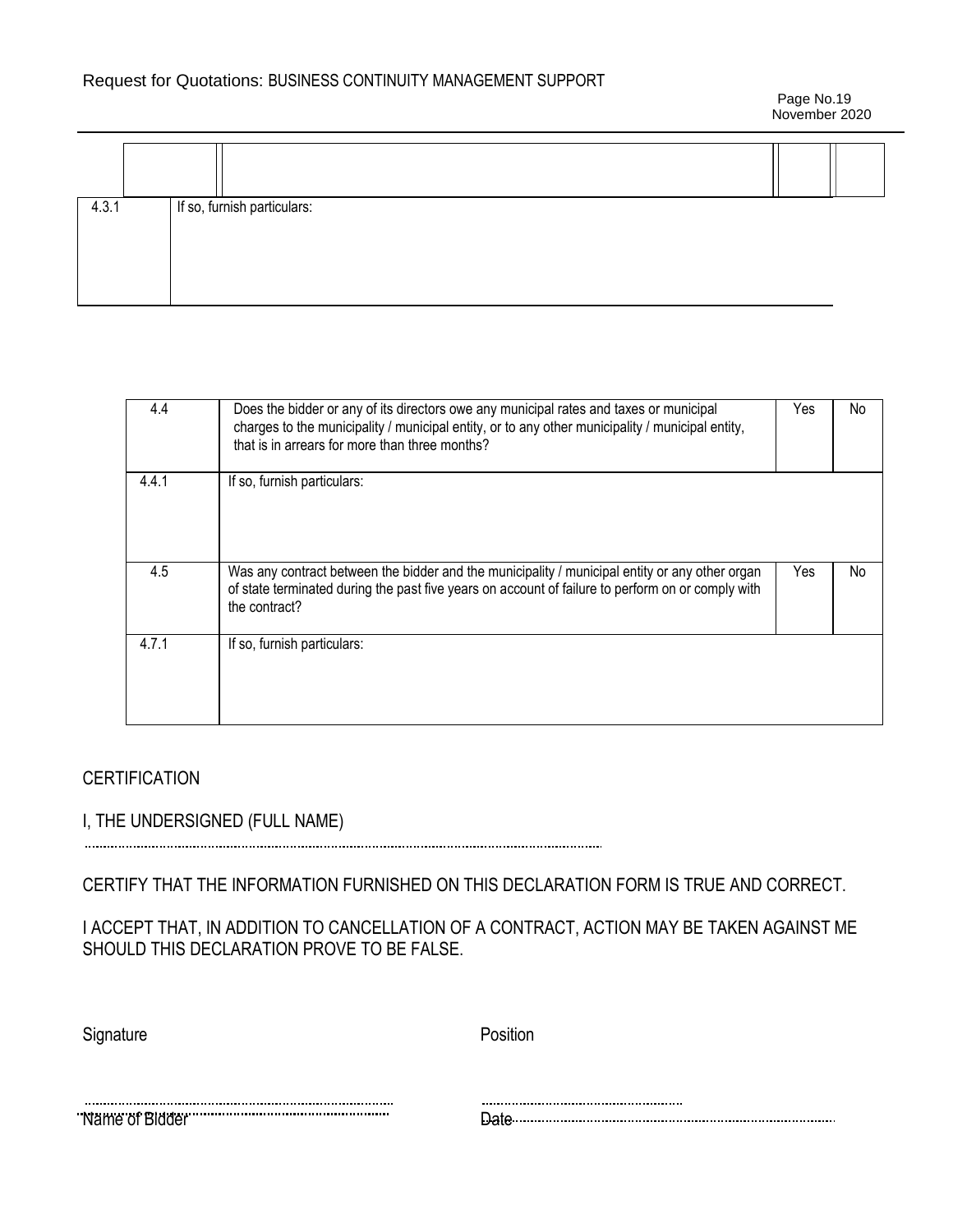| | | | |
|---|---|---|---|
| | | | |
| 4.3.1 | If so, furnish particulars: | | |

| | | | |
|---|---|---|---|
| 4.4 | Does the bidder or any of its directors owe any municipal rates and taxes or municipal charges to the municipality / municipal entity, or to any other municipality / municipal entity, that is in arrears for more than three months? | Yes | No |
| 4.4.1 | If so, furnish particulars: | | |
| 4.5 | Was any contract between the bidder and the municipality / municipal entity or any other organ of state terminated during the past five years on account of failure to perform on or comply with the contract? | Yes | No |
| 4.7.1 | If so, furnish particulars: | | |

CERTIFICATION

I, THE UNDERSIGNED (FULL NAME)

………………………………………………………………………………………

CERTIFY THAT THE INFORMATION FURNISHED ON THIS DECLARATION FORM IS TRUE AND CORRECT.

I ACCEPT THAT, IN ADDITION TO CANCELLATION OF A CONTRACT, ACTION MAY BE TAKEN AGAINST ME SHOULD THIS DECLARATION PROVE TO BE FALSE.

Signature ……………………………………………… Position ………………………………………………

Name of Bidder ……………………………………………… Date ………………………………………………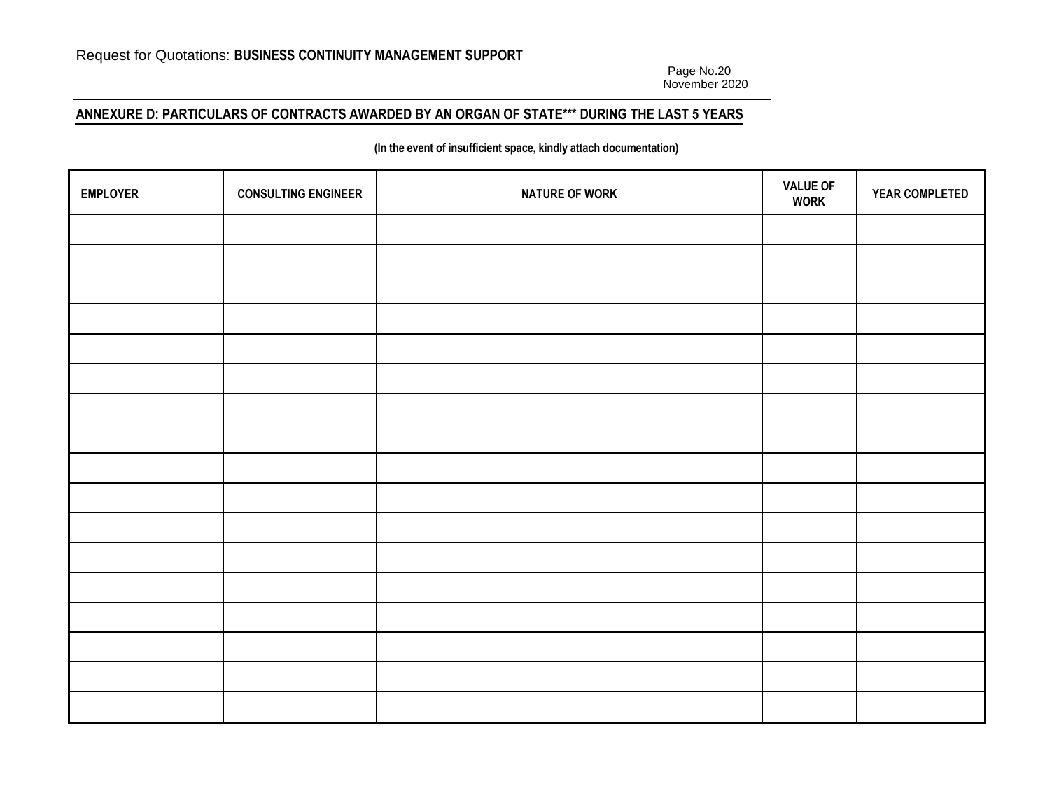## ANNEXURE D: PARTICULARS OF CONTRACTS AWARDED BY AN ORGAN OF STATE*** DURING THE LAST 5 YEARS

**(In the event of insufficient space, kindly attach documentation)**

| EMPLOYER | CONSULTING ENGINEER | NATURE OF WORK | VALUE OF WORK | YEAR COMPLETED |
|---|---|---|---|---|
| | | | | |
| | | | | |
| | | | | |
| | | | | |
| | | | | |
| | | | | |
| | | | | |
| | | | | |
| | | | | |
| | | | | |
| | | | | |
| | | | | |
| | | | | |
| | | | | |
| | | | | |
| | | | | |
| | | | | |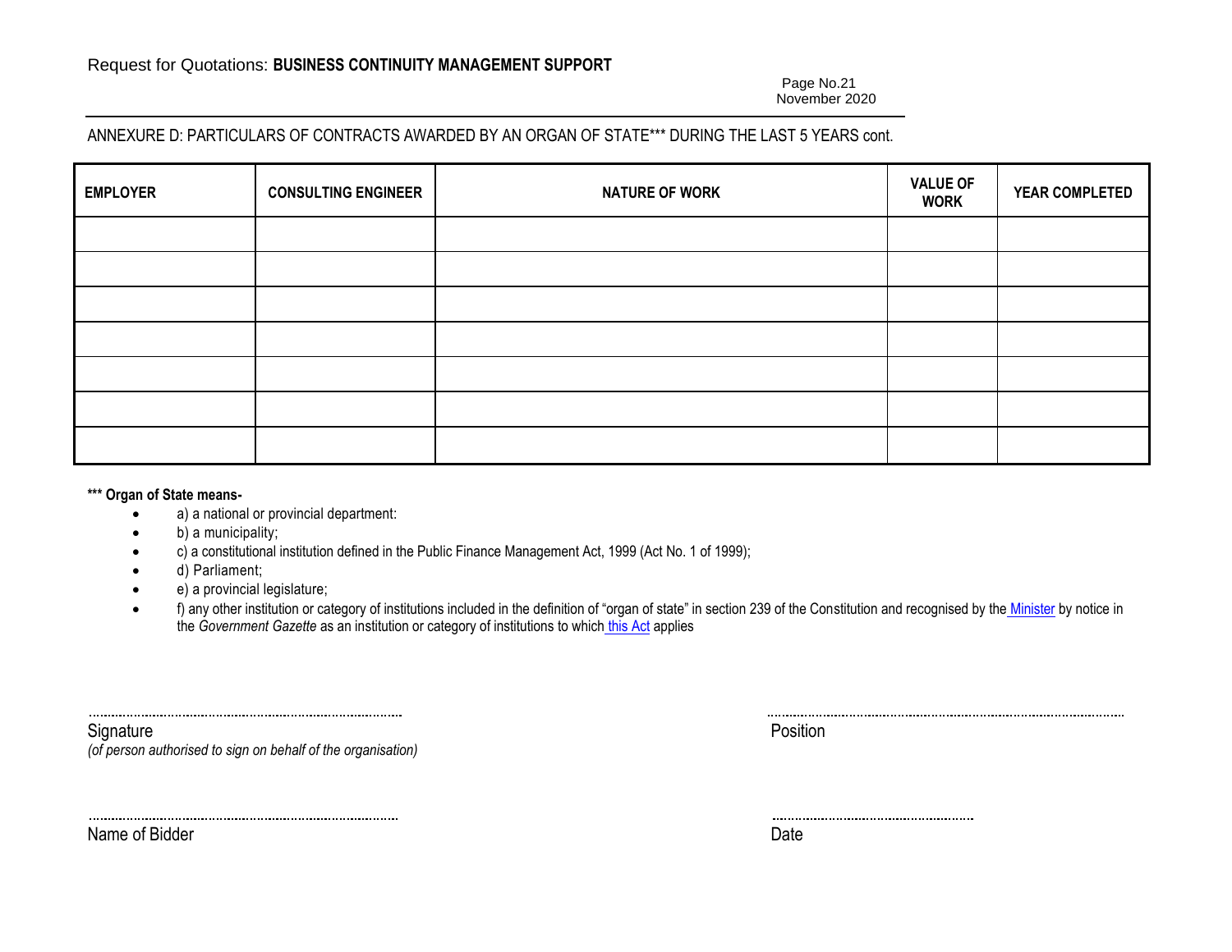ANNEXURE D: PARTICULARS OF CONTRACTS AWARDED BY AN ORGAN OF STATE*** DURING THE LAST 5 YEARS cont.

| EMPLOYER | CONSULTING ENGINEER | NATURE OF WORK | VALUE OF WORK | YEAR COMPLETED |
|---|---|---|---|---|
| | | | | |
| | | | | |
| | | | | |
| | | | | |
| | | | | |
| | | | | |
| | | | | |

**\*\*\* Organ of State means-**

- a) a national or provincial department:
- b) a municipality;
- c) a constitutional institution defined in the Public Finance Management Act, 1999 (Act No. 1 of 1999);
- d) Parliament;
- e) a provincial legislature;
- f) any other institution or category of institutions included in the definition of "organ of state" in section 239 of the Constitution and recognised by the Minister by notice in the *Government Gazette* as an institution or category of institutions to which this Act applies

.................................................................................
Signature
*(of person authorised to sign on behalf of the organisation)*

.................................................................................
Position

.................................................................................
Name of Bidder

.....................................................
Date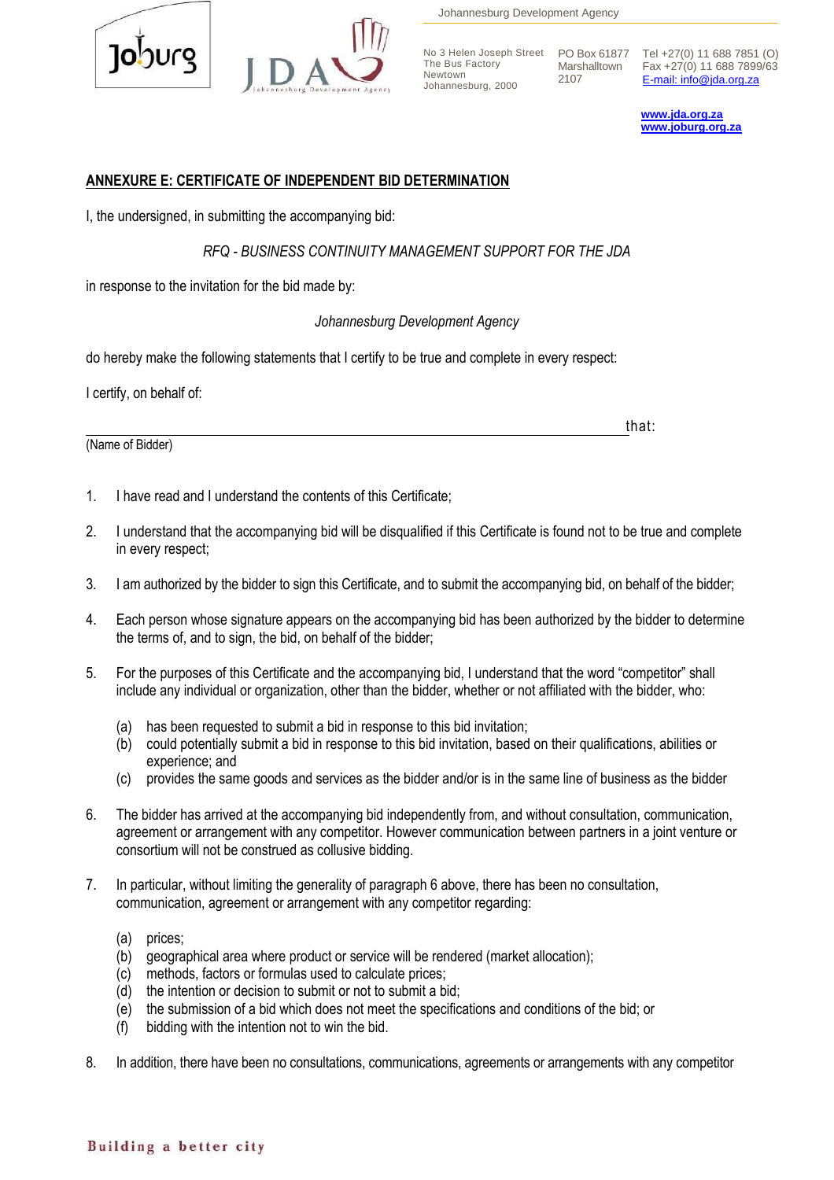## ANNEXURE E: CERTIFICATE OF INDEPENDENT BID DETERMINATION

I, the undersigned, in submitting the accompanying bid:

*RFQ - BUSINESS CONTINUITY MANAGEMENT SUPPORT FOR THE JDA*

in response to the invitation for the bid made by:

*Johannesburg Development Agency*

do hereby make the following statements that I certify to be true and complete in every respect:

I certify, on behalf of:

_______________________________________________________________ that:

(Name of Bidder)

1. I have read and I understand the contents of this Certificate;

2. I understand that the accompanying bid will be disqualified if this Certificate is found not to be true and complete in every respect;

3. I am authorized by the bidder to sign this Certificate, and to submit the accompanying bid, on behalf of the bidder;

4. Each person whose signature appears on the accompanying bid has been authorized by the bidder to determine the terms of, and to sign, the bid, on behalf of the bidder;

5. For the purposes of this Certificate and the accompanying bid, I understand that the word "competitor" shall include any individual or organization, other than the bidder, whether or not affiliated with the bidder, who:

   (a) has been requested to submit a bid in response to this bid invitation;
   (b) could potentially submit a bid in response to this bid invitation, based on their qualifications, abilities or experience; and
   (c) provides the same goods and services as the bidder and/or is in the same line of business as the bidder

6. The bidder has arrived at the accompanying bid independently from, and without consultation, communication, agreement or arrangement with any competitor. However communication between partners in a joint venture or consortium will not be construed as collusive bidding.

7. In particular, without limiting the generality of paragraph 6 above, there has been no consultation, communication, agreement or arrangement with any competitor regarding:

   (a) prices;
   (b) geographical area where product or service will be rendered (market allocation);
   (c) methods, factors or formulas used to calculate prices;
   (d) the intention or decision to submit or not to submit a bid;
   (e) the submission of a bid which does not meet the specifications and conditions of the bid; or
   (f) bidding with the intention not to win the bid.

8. In addition, there have been no consultations, communications, agreements or arrangements with any competitor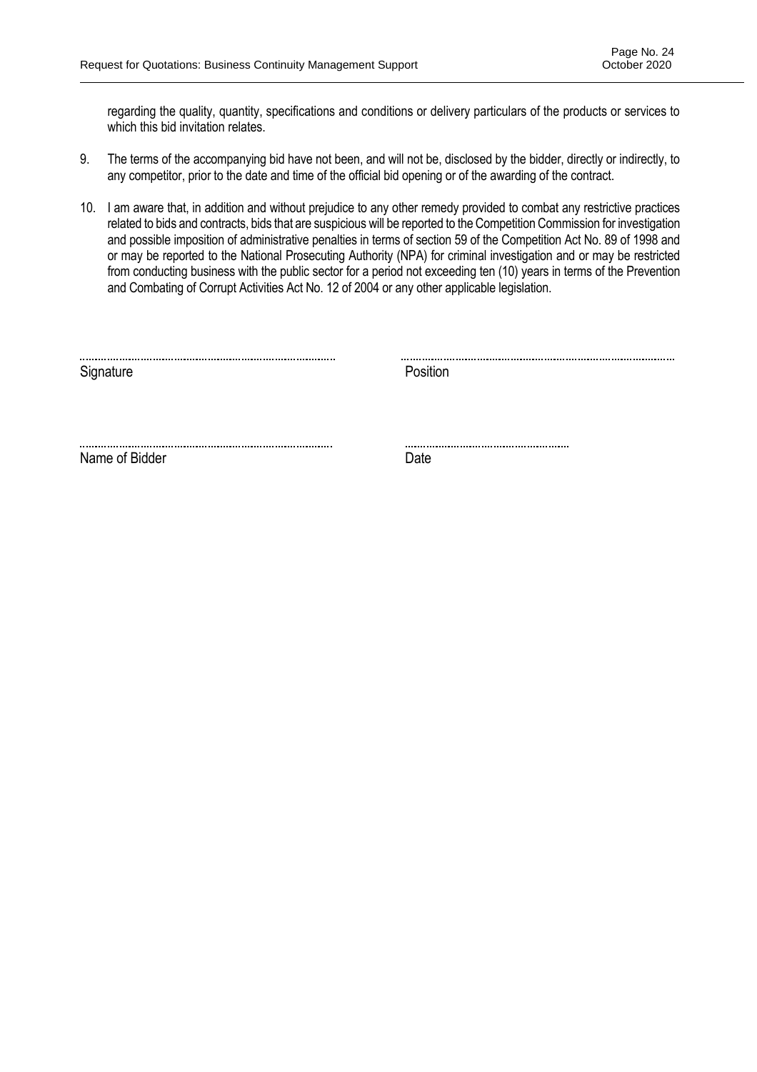regarding the quality, quantity, specifications and conditions or delivery particulars of the products or services to which this bid invitation relates.

9. The terms of the accompanying bid have not been, and will not be, disclosed by the bidder, directly or indirectly, to any competitor, prior to the date and time of the official bid opening or of the awarding of the contract.

10. I am aware that, in addition and without prejudice to any other remedy provided to combat any restrictive practices related to bids and contracts, bids that are suspicious will be reported to the Competition Commission for investigation and possible imposition of administrative penalties in terms of section 59 of the Competition Act No. 89 of 1998 and or may be reported to the National Prosecuting Authority (NPA) for criminal investigation and or may be restricted from conducting business with the public sector for a period not exceeding ten (10) years in terms of the Prevention and Combating of Corrupt Activities Act No. 12 of 2004 or any other applicable legislation.

| | |
|---|---|
| ……………………………………………………… | ……………………………………………………… |
| Signature | Position |
| ……………………………………………………… | ……………………………………… |
| Name of Bidder | Date |